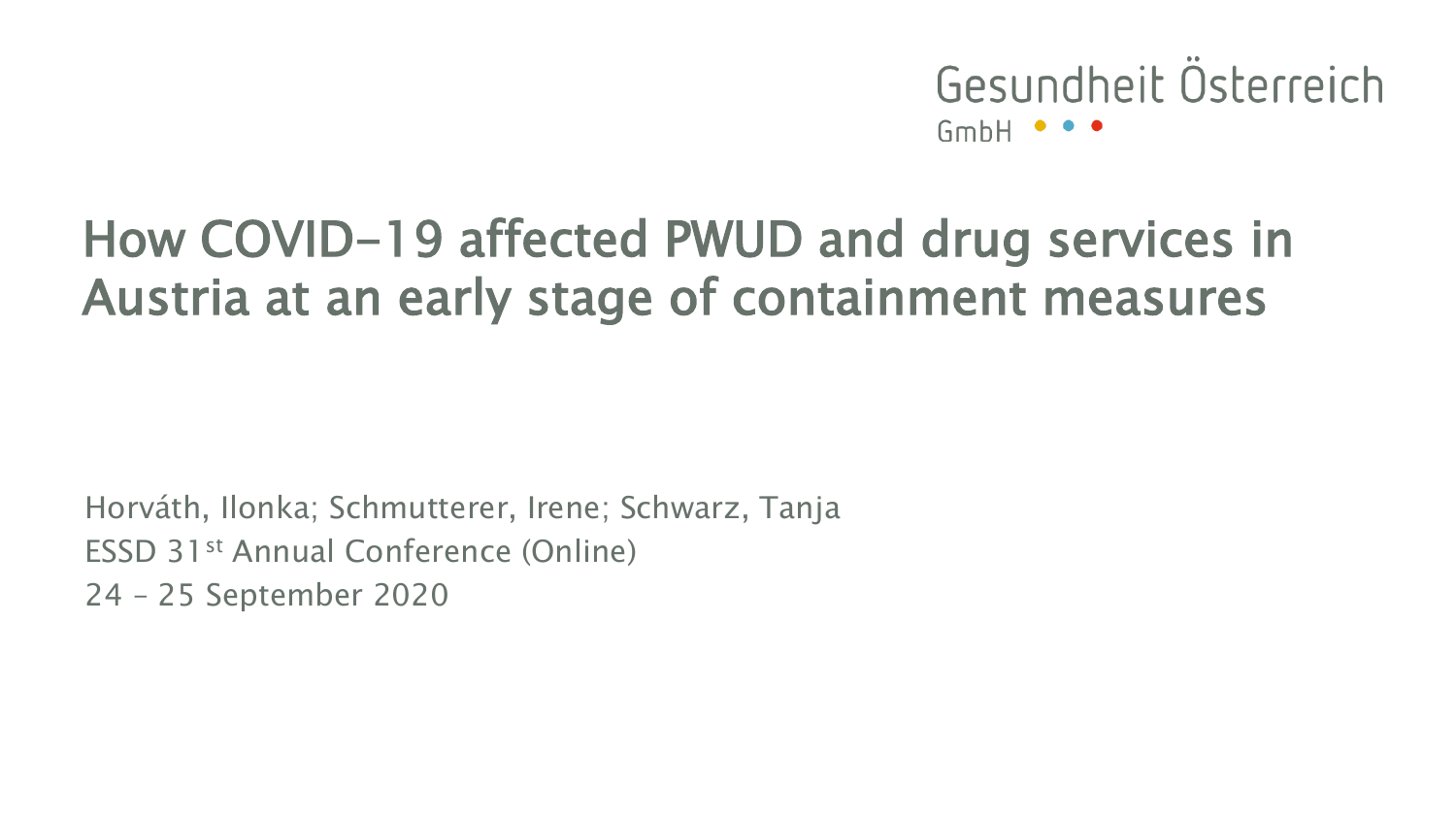Gesundheit Österreich GmbH

# How COVID-19 affected PWUD and drug services in Austria at an early stage of containment measures

Horváth, Ilonka; Schmutterer, Irene; Schwarz, Tanja

ESSD 31st Annual Conference (Online)

24 – 25 September 2020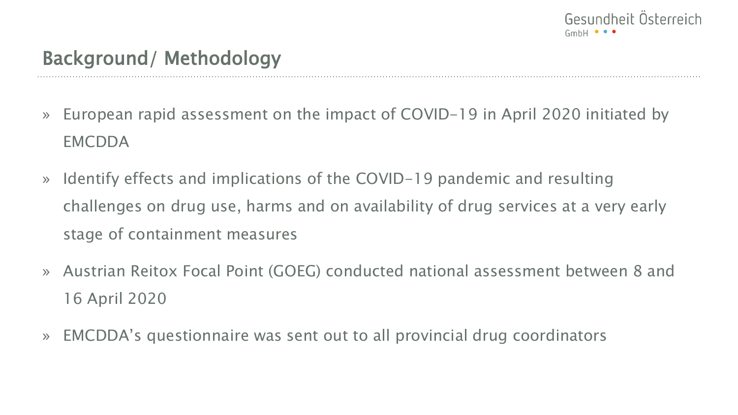## Background/ Methodology

- European rapid assessment on the impact of COVID-19 in April 2020 initiated by EMCDDA
- Identify effects and implications of the COVID-19 pandemic and resulting challenges on drug use, harms and on availability of drug services at a very early stage of containment measures
- Austrian Reitox Focal Point (GOEG) conducted national assessment between 8 and 16 April 2020
- EMCDDA's questionnaire was sent out to all provincial drug coordinators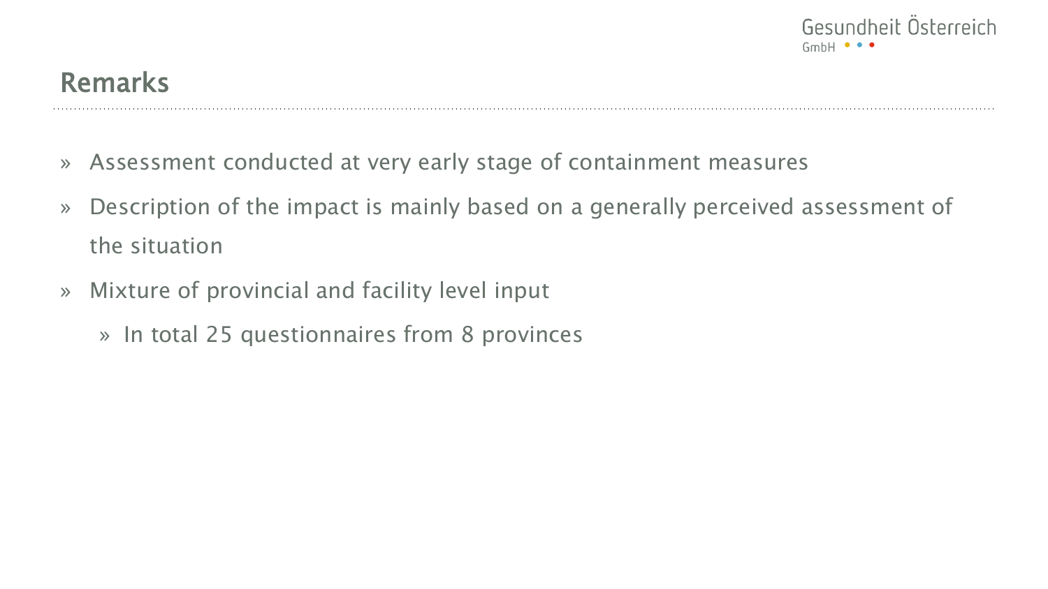## Remarks

- Assessment conducted at very early stage of containment measures
- Description of the impact is mainly based on a generally perceived assessment of the situation
- Mixture of provincial and facility level input
  - In total 25 questionnaires from 8 provinces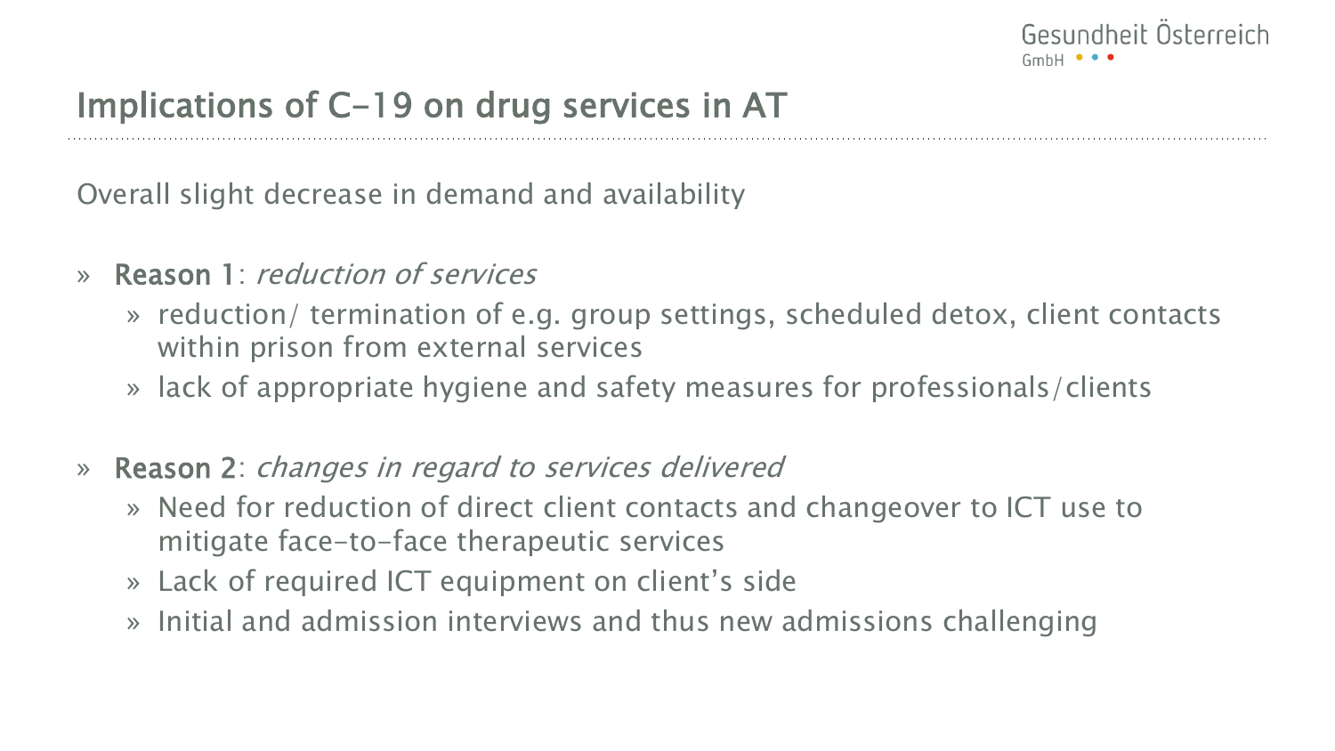# Implications of C-19 on drug services in AT

Overall slight decrease in demand and availability

- **Reason 1**: *reduction of services*
  - reduction/ termination of e.g. group settings, scheduled detox, client contacts within prison from external services
  - lack of appropriate hygiene and safety measures for professionals/clients
- **Reason 2**: *changes in regard to services delivered*
  - Need for reduction of direct client contacts and changeover to ICT use to mitigate face-to-face therapeutic services
  - Lack of required ICT equipment on client's side
  - Initial and admission interviews and thus new admissions challenging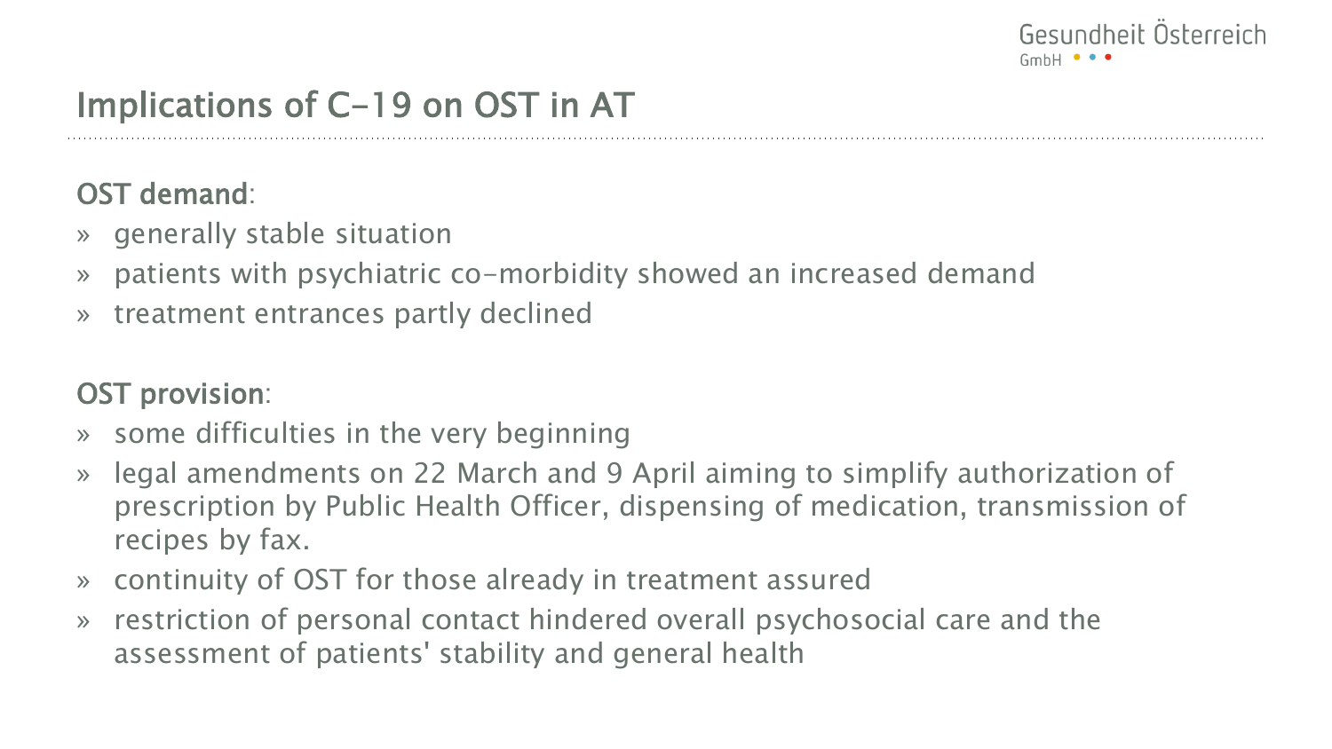# Implications of C-19 on OST in AT

**OST demand**:

- generally stable situation
- patients with psychiatric co-morbidity showed an increased demand
- treatment entrances partly declined

**OST provision**:

- some difficulties in the very beginning
- legal amendments on 22 March and 9 April aiming to simplify authorization of prescription by Public Health Officer, dispensing of medication, transmission of recipes by fax.
- continuity of OST for those already in treatment assured
- restriction of personal contact hindered overall psychosocial care and the assessment of patients' stability and general health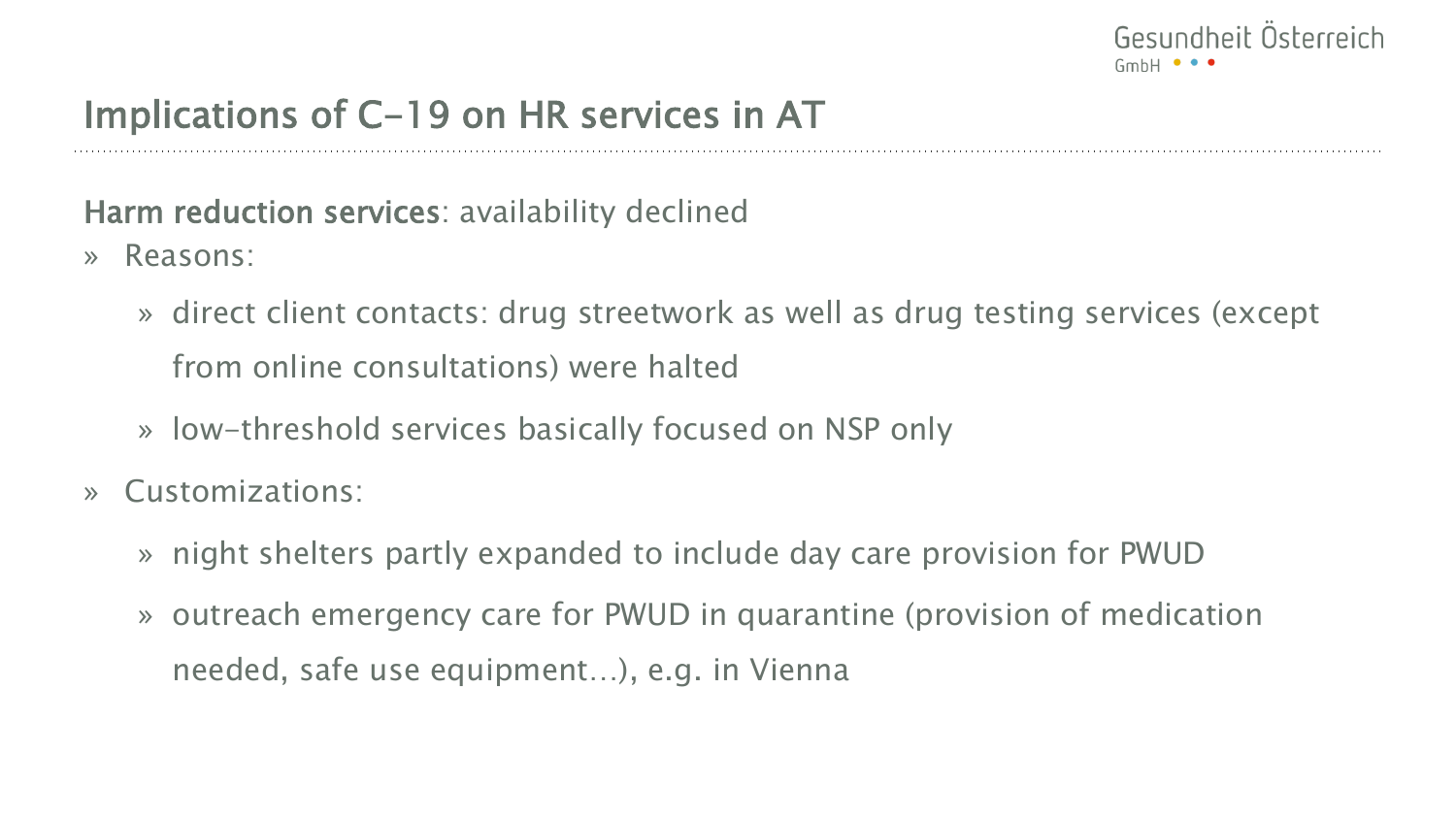## Implications of C-19 on HR services in AT

**Harm reduction services**: availability declined

- Reasons:
  - direct client contacts: drug streetwork as well as drug testing services (except from online consultations) were halted
  - low-threshold services basically focused on NSP only
- Customizations:
  - night shelters partly expanded to include day care provision for PWUD
  - outreach emergency care for PWUD in quarantine (provision of medication needed, safe use equipment…), e.g. in Vienna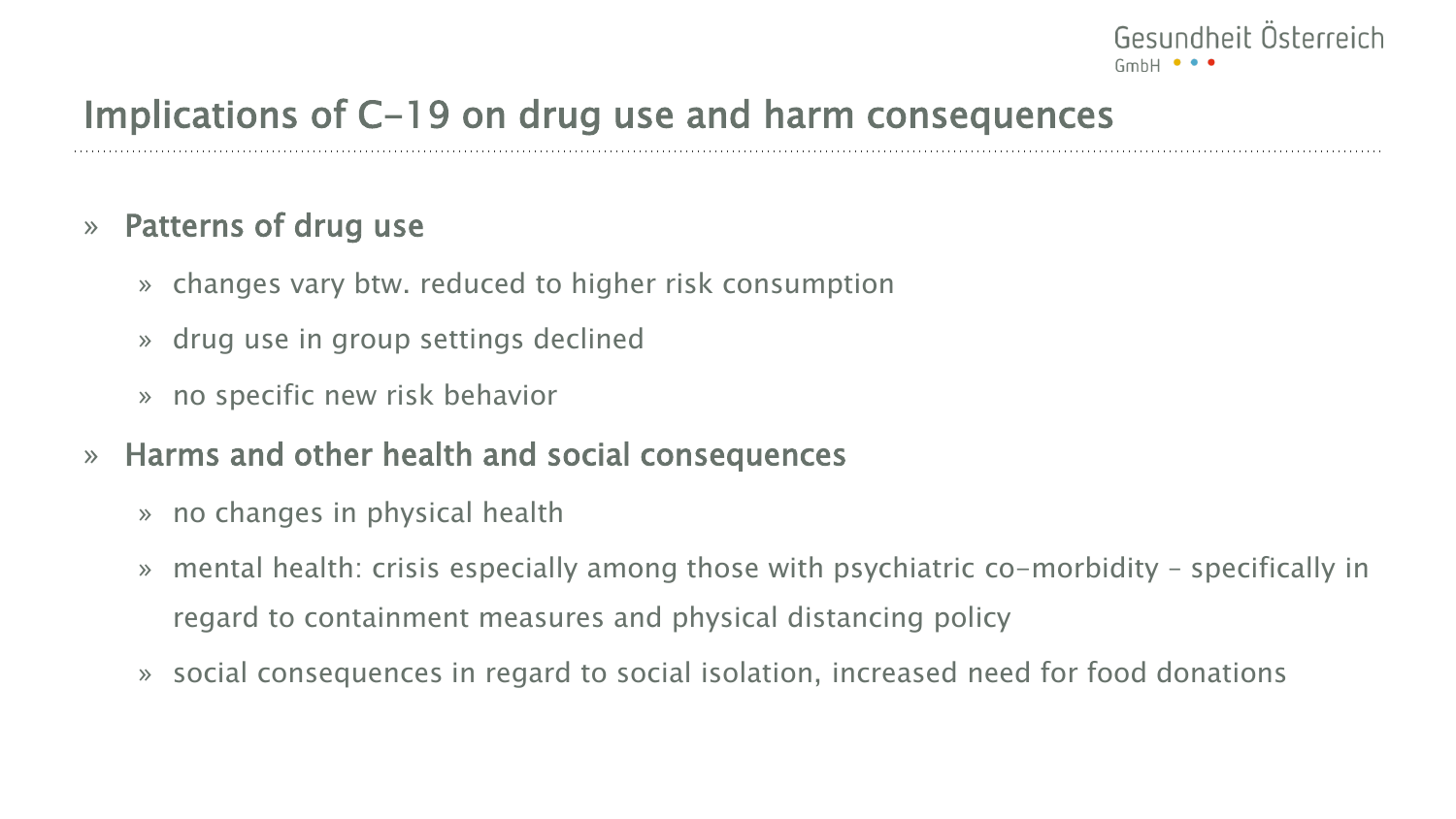# Implications of C-19 on drug use and harm consequences

- **Patterns of drug use**
  - changes vary btw. reduced to higher risk consumption
  - drug use in group settings declined
  - no specific new risk behavior
- **Harms and other health and social consequences**
  - no changes in physical health
  - mental health: crisis especially among those with psychiatric co-morbidity – specifically in regard to containment measures and physical distancing policy
  - social consequences in regard to social isolation, increased need for food donations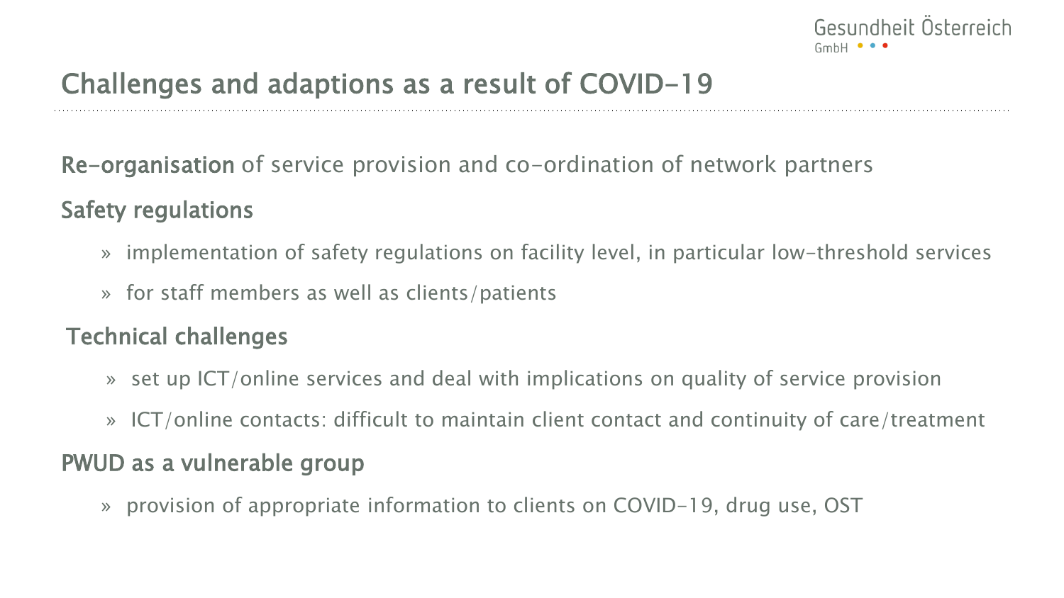# Challenges and adaptions as a result of COVID-19

**Re-organisation** of service provision and co-ordination of network partners

**Safety regulations**

- implementation of safety regulations on facility level, in particular low-threshold services
- for staff members as well as clients/patients

**Technical challenges**

- set up ICT/online services and deal with implications on quality of service provision
- ICT/online contacts: difficult to maintain client contact and continuity of care/treatment

**PWUD as a vulnerable group**

- provision of appropriate information to clients on COVID-19, drug use, OST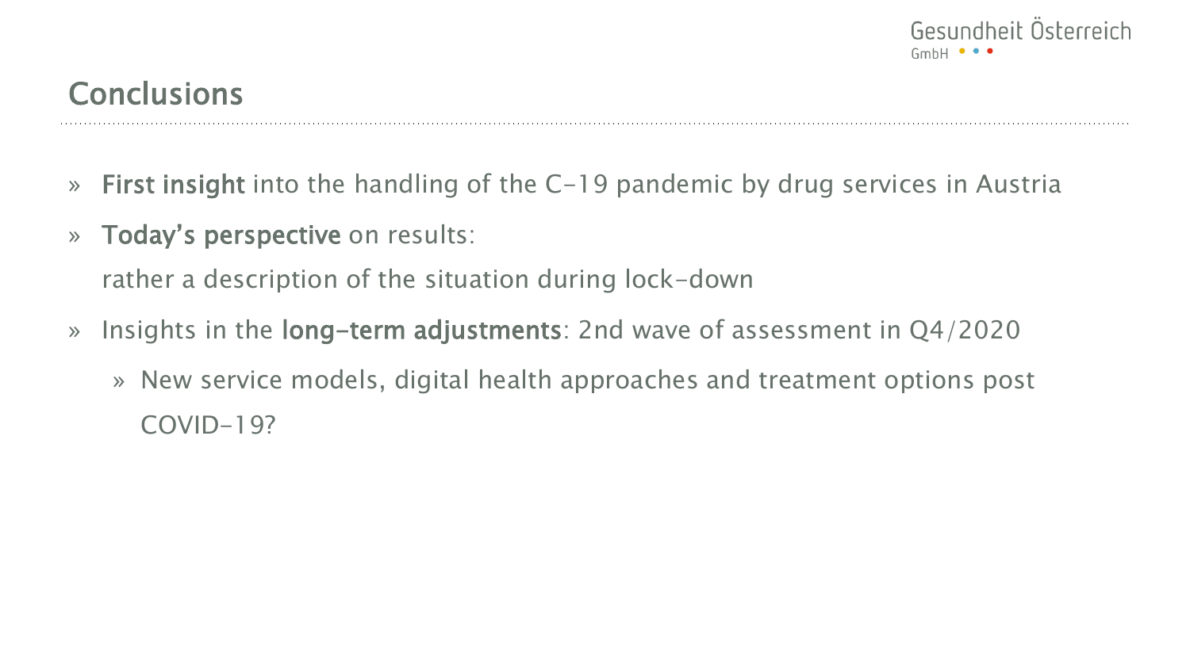## Conclusions

- **First insight** into the handling of the C-19 pandemic by drug services in Austria
- **Today's perspective** on results:
  rather a description of the situation during lock-down
- Insights in the **long-term adjustments**: 2nd wave of assessment in Q4/2020
  - New service models, digital health approaches and treatment options post COVID-19?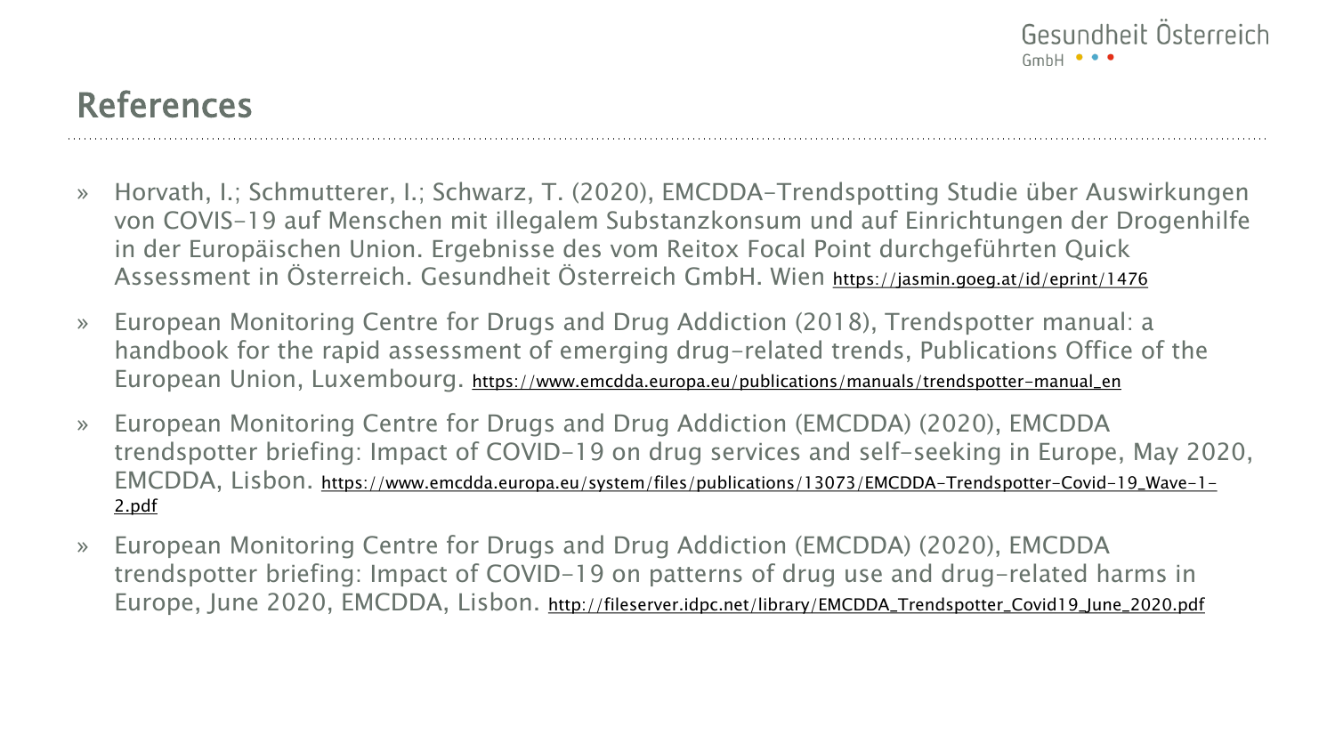# References

- Horvath, I.; Schmutterer, I.; Schwarz, T. (2020), EMCDDA-Trendspotting Studie über Auswirkungen von COVIS-19 auf Menschen mit illegalem Substanzkonsum und auf Einrichtungen der Drogenhilfe in der Europäischen Union. Ergebnisse des vom Reitox Focal Point durchgeführten Quick Assessment in Österreich. Gesundheit Österreich GmbH. Wien https://jasmin.goeg.at/id/eprint/1476
- European Monitoring Centre for Drugs and Drug Addiction (2018), Trendspotter manual: a handbook for the rapid assessment of emerging drug-related trends, Publications Office of the European Union, Luxembourg. https://www.emcdda.europa.eu/publications/manuals/trendspotter-manual_en
- European Monitoring Centre for Drugs and Drug Addiction (EMCDDA) (2020), EMCDDA trendspotter briefing: Impact of COVID-19 on drug services and self-seeking in Europe, May 2020, EMCDDA, Lisbon. https://www.emcdda.europa.eu/system/files/publications/13073/EMCDDA-Trendspotter-Covid-19_Wave-1-2.pdf
- European Monitoring Centre for Drugs and Drug Addiction (EMCDDA) (2020), EMCDDA trendspotter briefing: Impact of COVID-19 on patterns of drug use and drug-related harms in Europe, June 2020, EMCDDA, Lisbon. http://fileserver.idpc.net/library/EMCDDA_Trendspotter_Covid19_June_2020.pdf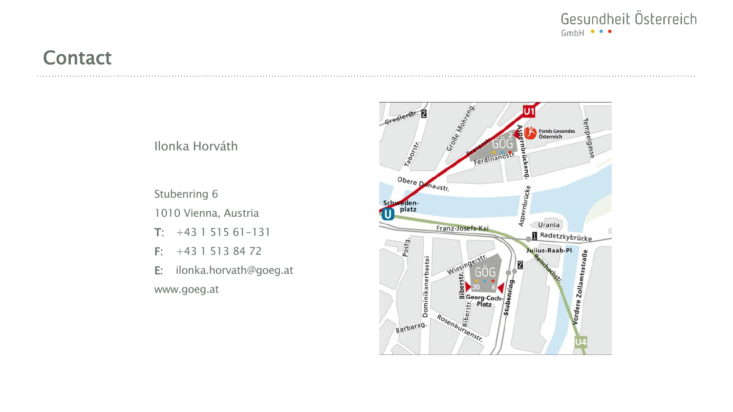## Contact

Ilonka Horváth

Stubenring 6
1010 Vienna, Austria
**T**: +43 1 515 61-131
**F**: +43 1 513 84 72
**E**: ilonka.horvath@goeg.at
www.goeg.at